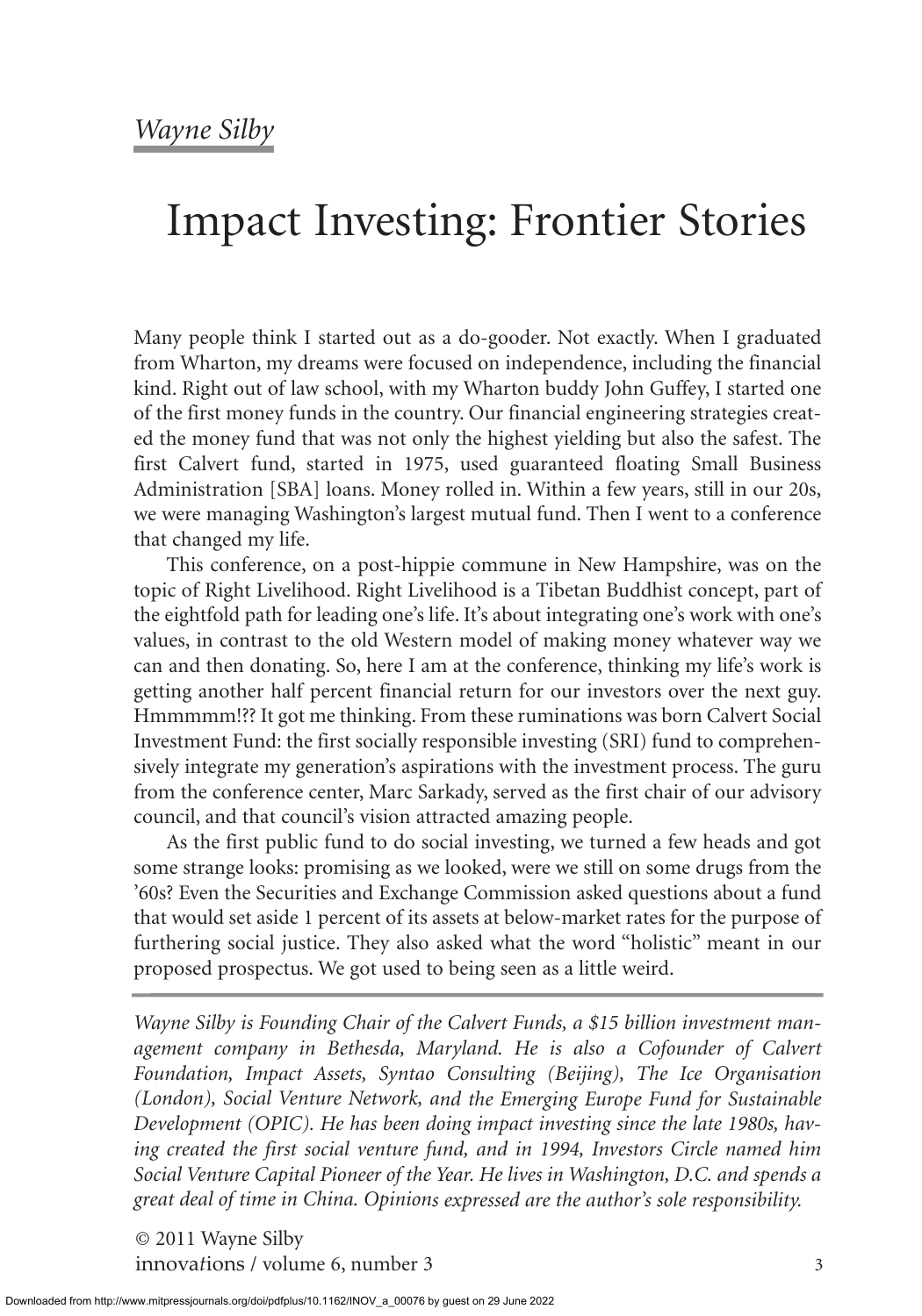*Wayne Silby*

# Impact Investing: Frontier Stories

Many people think I started out as a do-gooder. Not exactly. When I graduated from Wharton, my dreams were focused on independence, including the financial kind. Right out of law school, with my Wharton buddy John Guffey, I started one of the first money funds in the country. Our financial engineering strategies created the money fund that was not only the highest yielding but also the safest. The first Calvert fund, started in 1975, used guaranteed floating Small Business Administration [SBA] loans. Money rolled in. Within a few years, still in our 20s, we were managing Washington's largest mutual fund. Then I went to a conference that changed my life.

This conference, on a post-hippie commune in New Hampshire, was on the topic of Right Livelihood. Right Livelihood is a Tibetan Buddhist concept, part of the eightfold path for leading one's life. It's about integrating one's work with one's values, in contrast to the old Western model of making money whatever way we can and then donating. So, here I am at the conference, thinking my life's work is getting another half percent financial return for our investors over the next guy. Hmmmmm!?? It got me thinking. From these ruminations was born Calvert Social Investment Fund: the first socially responsible investing (SRI) fund to comprehensively integrate my generation's aspirations with the investment process. The guru from the conference center, Marc Sarkady, served as the first chair of our advisory council, and that council's vision attracted amazing people.

As the first public fund to do social investing, we turned a few heads and got some strange looks: promising as we looked, were we still on some drugs from the '60s? Even the Securities and Exchange Commission asked questions about a fund that would set aside 1 percent of its assets at below-market rates for the purpose of furthering social justice. They also asked what the word "holistic" meant in our proposed prospectus. We got used to being seen as a little weird.

*Wayne Silby is Founding Chair of the Calvert Funds, a $15 billion investment management company in Bethesda, Maryland. He is also a Cofounder of Calvert Foundation, Impact Assets, Syntao Consulting (Beijing), The Ice Organisation (London), Social Venture Network, and the Emerging Europe Fund for Sustainable Development (OPIC). He has been doing impact investing since the late 1980s, having created the first social venture fund, and in 1994, Investors Circle named him Social Venture Capital Pioneer of the Year. He lives in Washington, D.C. and spends a great deal of time in China. Opinions expressed are the author's sole responsibility.*

© 2011 Wayne Silby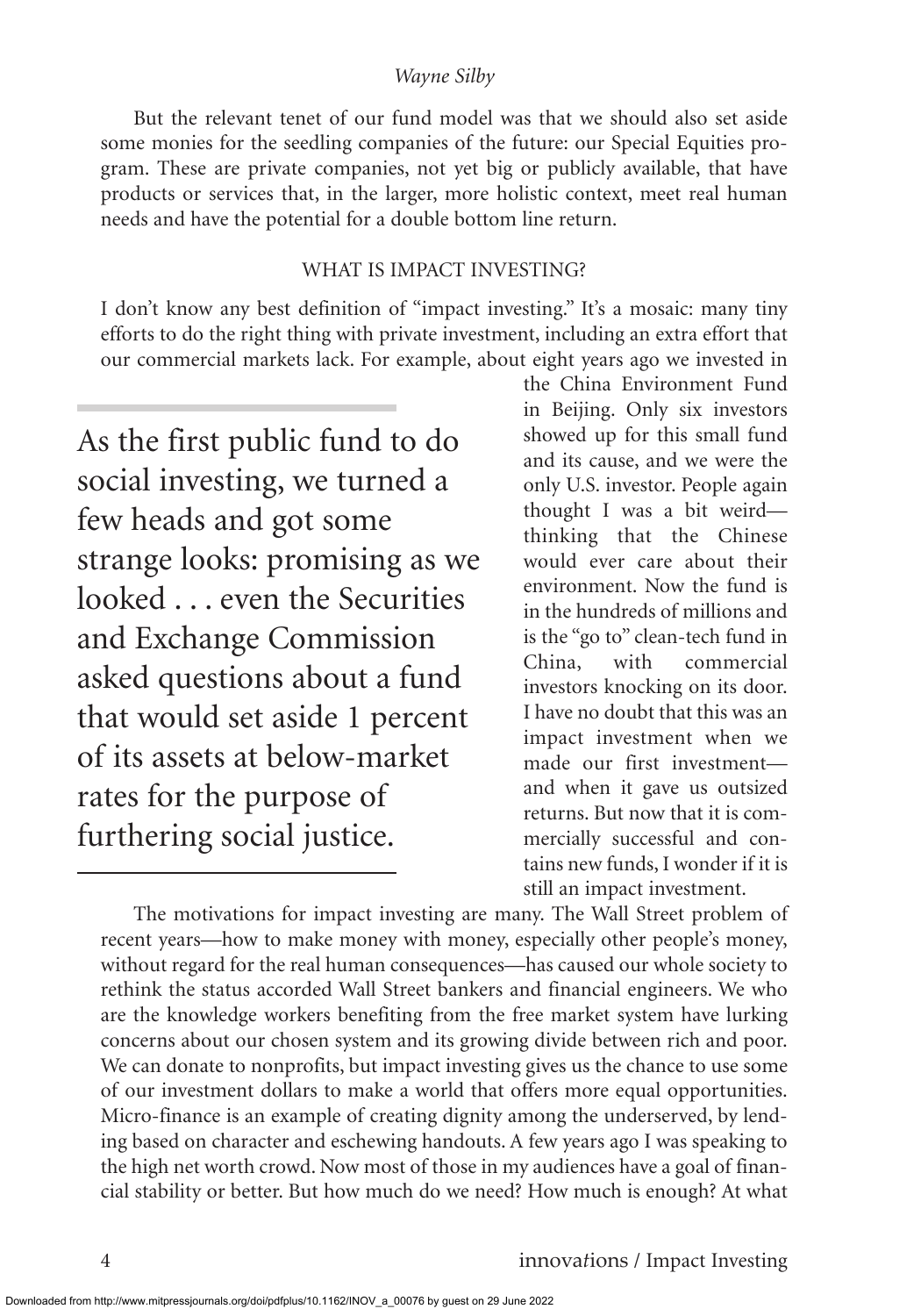But the relevant tenet of our fund model was that we should also set aside some monies for the seedling companies of the future: our Special Equities program. These are private companies, not yet big or publicly available, that have products or services that, in the larger, more holistic context, meet real human needs and have the potential for a double bottom line return.

## WHAT IS IMPACT INVESTING?

I don't know any best definition of "impact investing." It's a mosaic: many tiny efforts to do the right thing with private investment, including an extra effort that our commercial markets lack. For example, about eight years ago we invested in the China Environment Fund in Beijing. Only six investors showed up for this small fund and its cause, and we were the only U.S. investor. People again thought I was a bit weird—thinking that the Chinese would ever care about their environment. Now the fund is in the hundreds of millions and is the "go to" clean-tech fund in China, with commercial investors knocking on its door. I have no doubt that this was an impact investment when we made our first investment—and when it gave us outsized returns. But now that it is commercially successful and contains new funds, I wonder if it is still an impact investment.

> As the first public fund to do social investing, we turned a few heads and got some strange looks: promising as we looked . . . even the Securities and Exchange Commission asked questions about a fund that would set aside 1 percent of its assets at below-market rates for the purpose of furthering social justice.

The motivations for impact investing are many. The Wall Street problem of recent years—how to make money with money, especially other people's money, without regard for the real human consequences—has caused our whole society to rethink the status accorded Wall Street bankers and financial engineers. We who are the knowledge workers benefiting from the free market system have lurking concerns about our chosen system and its growing divide between rich and poor. We can donate to nonprofits, but impact investing gives us the chance to use some of our investment dollars to make a world that offers more equal opportunities. Micro-finance is an example of creating dignity among the underserved, by lending based on character and eschewing handouts. A few years ago I was speaking to the high net worth crowd. Now most of those in my audiences have a goal of financial stability or better. But how much do we need? How much is enough? At what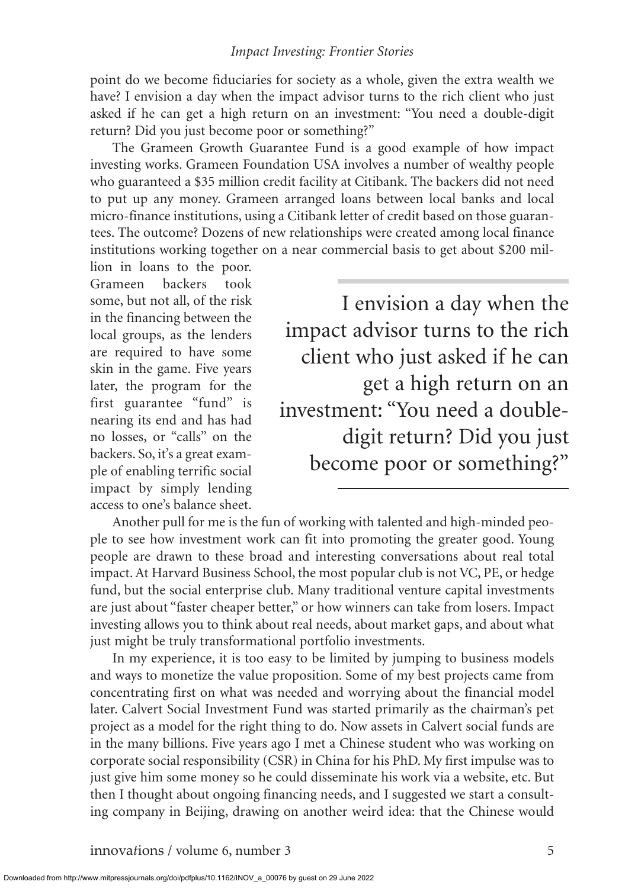point do we become fiduciaries for society as a whole, given the extra wealth we have? I envision a day when the impact advisor turns to the rich client who just asked if he can get a high return on an investment: "You need a double-digit return? Did you just become poor or something?"

The Grameen Growth Guarantee Fund is a good example of how impact investing works. Grameen Foundation USA involves a number of wealthy people who guaranteed a $35 million credit facility at Citibank. The backers did not need to put up any money. Grameen arranged loans between local banks and local micro-finance institutions, using a Citibank letter of credit based on those guarantees. The outcome? Dozens of new relationships were created among local finance institutions working together on a near commercial basis to get about $200 million in loans to the poor. Grameen backers took some, but not all, of the risk in the financing between the local groups, as the lenders are required to have some skin in the game. Five years later, the program for the first guarantee "fund" is nearing its end and has had no losses, or "calls" on the backers. So, it's a great example of enabling terrific social impact by simply lending access to one's balance sheet.

> I envision a day when the impact advisor turns to the rich client who just asked if he can get a high return on an investment: "You need a double-digit return? Did you just become poor or something?"

Another pull for me is the fun of working with talented and high-minded people to see how investment work can fit into promoting the greater good. Young people are drawn to these broad and interesting conversations about real total impact. At Harvard Business School, the most popular club is not VC, PE, or hedge fund, but the social enterprise club. Many traditional venture capital investments are just about "faster cheaper better," or how winners can take from losers. Impact investing allows you to think about real needs, about market gaps, and about what just might be truly transformational portfolio investments.

In my experience, it is too easy to be limited by jumping to business models and ways to monetize the value proposition. Some of my best projects came from concentrating first on what was needed and worrying about the financial model later. Calvert Social Investment Fund was started primarily as the chairman's pet project as a model for the right thing to do. Now assets in Calvert social funds are in the many billions. Five years ago I met a Chinese student who was working on corporate social responsibility (CSR) in China for his PhD. My first impulse was to just give him some money so he could disseminate his work via a website, etc. But then I thought about ongoing financing needs, and I suggested we start a consulting company in Beijing, drawing on another weird idea: that the Chinese would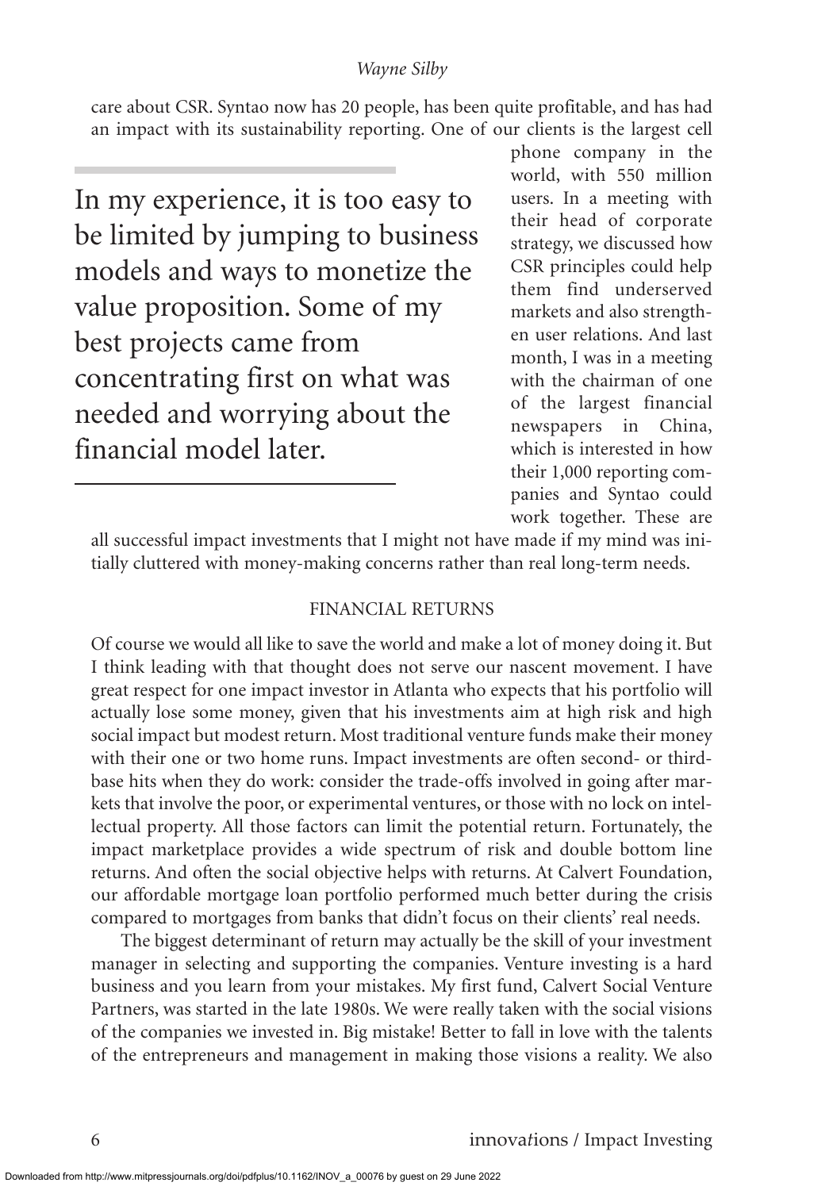care about CSR. Syntao now has 20 people, has been quite profitable, and has had an impact with its sustainability reporting. One of our clients is the largest cell phone company in the world, with 550 million users. In a meeting with their head of corporate strategy, we discussed how CSR principles could help them find underserved markets and also strengthen user relations. And last month, I was in a meeting with the chairman of one of the largest financial newspapers in China, which is interested in how their 1,000 reporting companies and Syntao could work together. These are all successful impact investments that I might not have made if my mind was initially cluttered with money-making concerns rather than real long-term needs.

> In my experience, it is too easy to be limited by jumping to business models and ways to monetize the value proposition. Some of my best projects came from concentrating first on what was needed and worrying about the financial model later.

## FINANCIAL RETURNS

Of course we would all like to save the world and make a lot of money doing it. But I think leading with that thought does not serve our nascent movement. I have great respect for one impact investor in Atlanta who expects that his portfolio will actually lose some money, given that his investments aim at high risk and high social impact but modest return. Most traditional venture funds make their money with their one or two home runs. Impact investments are often second- or third-base hits when they do work: consider the trade-offs involved in going after markets that involve the poor, or experimental ventures, or those with no lock on intellectual property. All those factors can limit the potential return. Fortunately, the impact marketplace provides a wide spectrum of risk and double bottom line returns. And often the social objective helps with returns. At Calvert Foundation, our affordable mortgage loan portfolio performed much better during the crisis compared to mortgages from banks that didn't focus on their clients' real needs.

The biggest determinant of return may actually be the skill of your investment manager in selecting and supporting the companies. Venture investing is a hard business and you learn from your mistakes. My first fund, Calvert Social Venture Partners, was started in the late 1980s. We were really taken with the social visions of the companies we invested in. Big mistake! Better to fall in love with the talents of the entrepreneurs and management in making those visions a reality. We also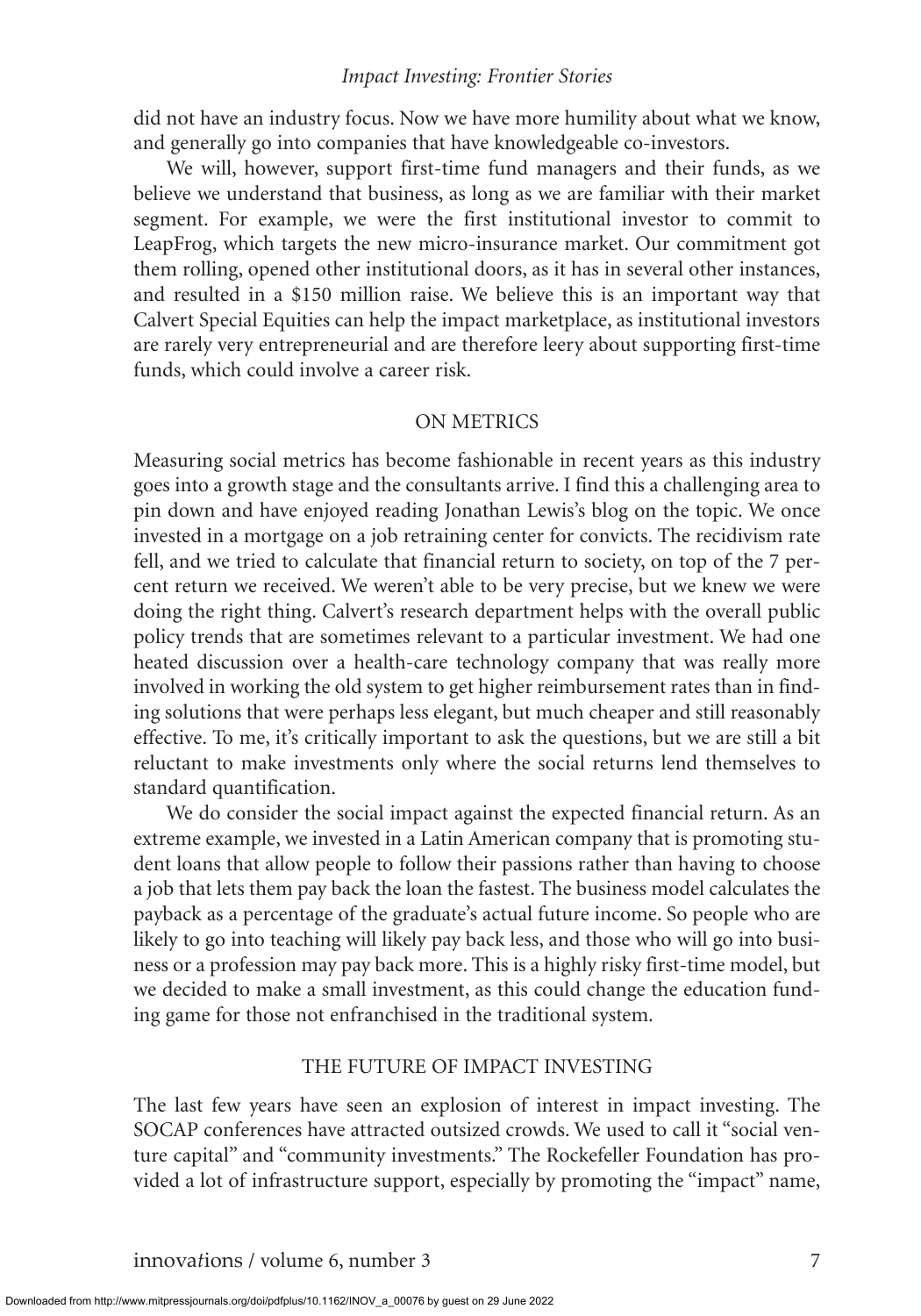did not have an industry focus. Now we have more humility about what we know, and generally go into companies that have knowledgeable co-investors.

We will, however, support first-time fund managers and their funds, as we believe we understand that business, as long as we are familiar with their market segment. For example, we were the first institutional investor to commit to LeapFrog, which targets the new micro-insurance market. Our commitment got them rolling, opened other institutional doors, as it has in several other instances, and resulted in a $150 million raise. We believe this is an important way that Calvert Special Equities can help the impact marketplace, as institutional investors are rarely very entrepreneurial and are therefore leery about supporting first-time funds, which could involve a career risk.

## ON METRICS

Measuring social metrics has become fashionable in recent years as this industry goes into a growth stage and the consultants arrive. I find this a challenging area to pin down and have enjoyed reading Jonathan Lewis's blog on the topic. We once invested in a mortgage on a job retraining center for convicts. The recidivism rate fell, and we tried to calculate that financial return to society, on top of the 7 percent return we received. We weren't able to be very precise, but we knew we were doing the right thing. Calvert's research department helps with the overall public policy trends that are sometimes relevant to a particular investment. We had one heated discussion over a health-care technology company that was really more involved in working the old system to get higher reimbursement rates than in finding solutions that were perhaps less elegant, but much cheaper and still reasonably effective. To me, it's critically important to ask the questions, but we are still a bit reluctant to make investments only where the social returns lend themselves to standard quantification.

We do consider the social impact against the expected financial return. As an extreme example, we invested in a Latin American company that is promoting student loans that allow people to follow their passions rather than having to choose a job that lets them pay back the loan the fastest. The business model calculates the payback as a percentage of the graduate's actual future income. So people who are likely to go into teaching will likely pay back less, and those who will go into business or a profession may pay back more. This is a highly risky first-time model, but we decided to make a small investment, as this could change the education funding game for those not enfranchised in the traditional system.

## THE FUTURE OF IMPACT INVESTING

The last few years have seen an explosion of interest in impact investing. The SOCAP conferences have attracted outsized crowds. We used to call it "social venture capital" and "community investments." The Rockefeller Foundation has provided a lot of infrastructure support, especially by promoting the "impact" name,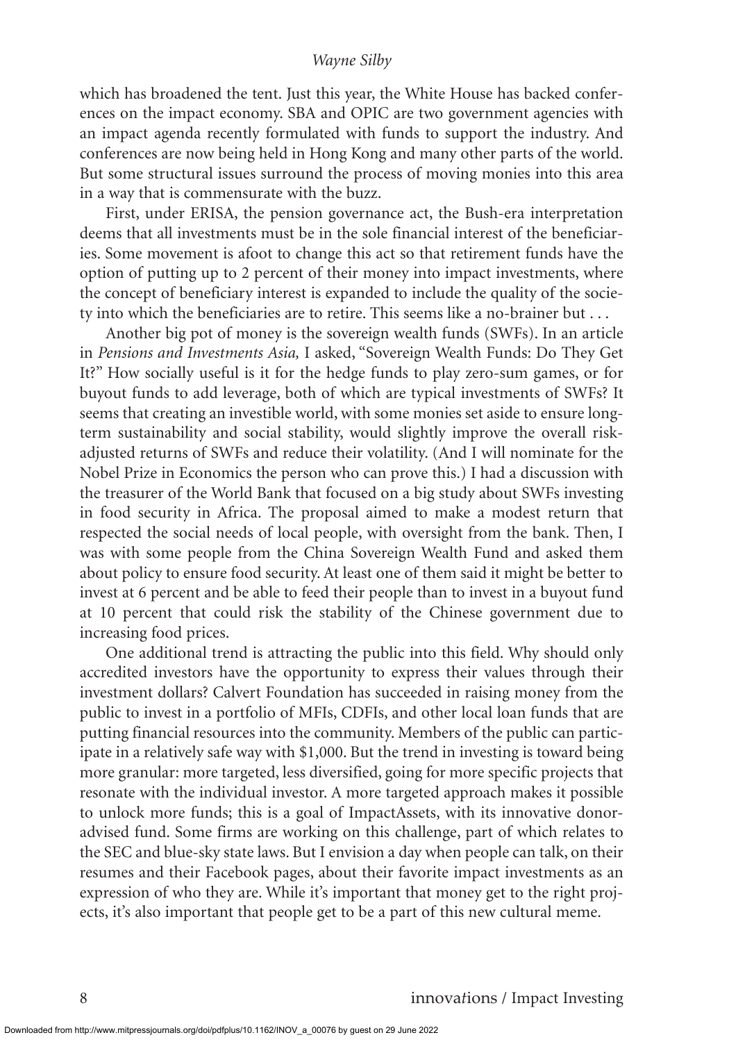which has broadened the tent. Just this year, the White House has backed conferences on the impact economy. SBA and OPIC are two government agencies with an impact agenda recently formulated with funds to support the industry. And conferences are now being held in Hong Kong and many other parts of the world. But some structural issues surround the process of moving monies into this area in a way that is commensurate with the buzz.

First, under ERISA, the pension governance act, the Bush-era interpretation deems that all investments must be in the sole financial interest of the beneficiaries. Some movement is afoot to change this act so that retirement funds have the option of putting up to 2 percent of their money into impact investments, where the concept of beneficiary interest is expanded to include the quality of the society into which the beneficiaries are to retire. This seems like a no-brainer but . . .

Another big pot of money is the sovereign wealth funds (SWFs). In an article in *Pensions and Investments Asia,* I asked, "Sovereign Wealth Funds: Do They Get It?" How socially useful is it for the hedge funds to play zero-sum games, or for buyout funds to add leverage, both of which are typical investments of SWFs? It seems that creating an investible world, with some monies set aside to ensure long-term sustainability and social stability, would slightly improve the overall risk-adjusted returns of SWFs and reduce their volatility. (And I will nominate for the Nobel Prize in Economics the person who can prove this.) I had a discussion with the treasurer of the World Bank that focused on a big study about SWFs investing in food security in Africa. The proposal aimed to make a modest return that respected the social needs of local people, with oversight from the bank. Then, I was with some people from the China Sovereign Wealth Fund and asked them about policy to ensure food security. At least one of them said it might be better to invest at 6 percent and be able to feed their people than to invest in a buyout fund at 10 percent that could risk the stability of the Chinese government due to increasing food prices.

One additional trend is attracting the public into this field. Why should only accredited investors have the opportunity to express their values through their investment dollars? Calvert Foundation has succeeded in raising money from the public to invest in a portfolio of MFIs, CDFIs, and other local loan funds that are putting financial resources into the community. Members of the public can participate in a relatively safe way with $1,000. But the trend in investing is toward being more granular: more targeted, less diversified, going for more specific projects that resonate with the individual investor. A more targeted approach makes it possible to unlock more funds; this is a goal of ImpactAssets, with its innovative donor-advised fund. Some firms are working on this challenge, part of which relates to the SEC and blue-sky state laws. But I envision a day when people can talk, on their resumes and their Facebook pages, about their favorite impact investments as an expression of who they are. While it's important that money get to the right projects, it's also important that people get to be a part of this new cultural meme.